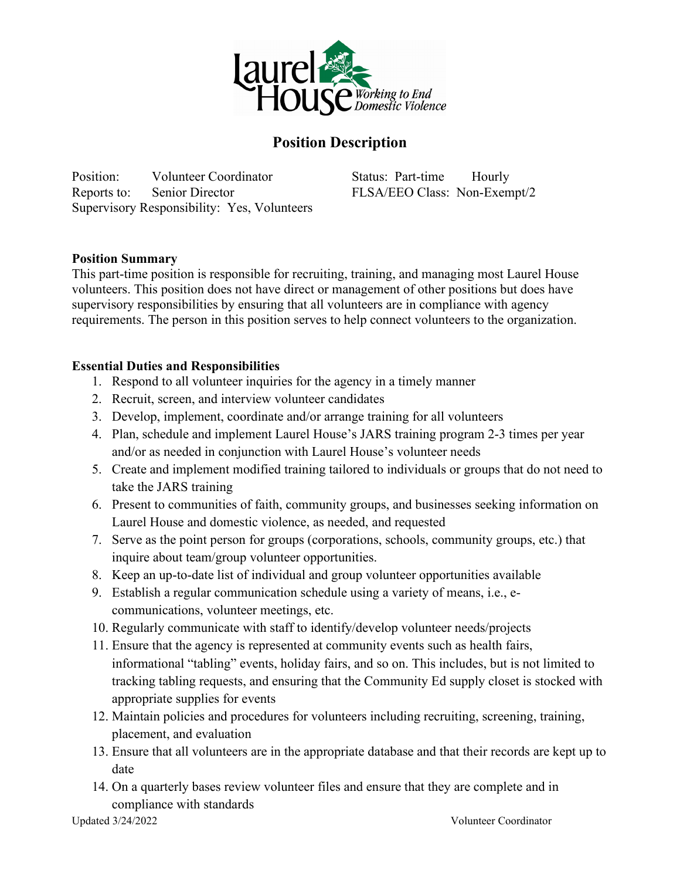# Position Description

Position: Volunteer Coordinator  
Reports to: Senior Director  
Supervisory Responsibility: Yes, Volunteers  

Status: Part-time Hourly  
FLSA/EEO Class: Non-Exempt/2

**Position Summary**

This part-time position is responsible for recruiting, training, and managing most Laurel House volunteers. This position does not have direct or management of other positions but does have supervisory responsibilities by ensuring that all volunteers are in compliance with agency requirements. The person in this position serves to help connect volunteers to the organization.

**Essential Duties and Responsibilities**

1. Respond to all volunteer inquiries for the agency in a timely manner
2. Recruit, screen, and interview volunteer candidates
3. Develop, implement, coordinate and/or arrange training for all volunteers
4. Plan, schedule and implement Laurel House's JARS training program 2-3 times per year and/or as needed in conjunction with Laurel House's volunteer needs
5. Create and implement modified training tailored to individuals or groups that do not need to take the JARS training
6. Present to communities of faith, community groups, and businesses seeking information on Laurel House and domestic violence, as needed, and requested
7. Serve as the point person for groups (corporations, schools, community groups, etc.) that inquire about team/group volunteer opportunities.
8. Keep an up-to-date list of individual and group volunteer opportunities available
9. Establish a regular communication schedule using a variety of means, i.e., e-communications, volunteer meetings, etc.
10. Regularly communicate with staff to identify/develop volunteer needs/projects
11. Ensure that the agency is represented at community events such as health fairs, informational "tabling" events, holiday fairs, and so on. This includes, but is not limited to tracking tabling requests, and ensuring that the Community Ed supply closet is stocked with appropriate supplies for events
12. Maintain policies and procedures for volunteers including recruiting, screening, training, placement, and evaluation
13. Ensure that all volunteers are in the appropriate database and that their records are kept up to date
14. On a quarterly bases review volunteer files and ensure that they are complete and in compliance with standards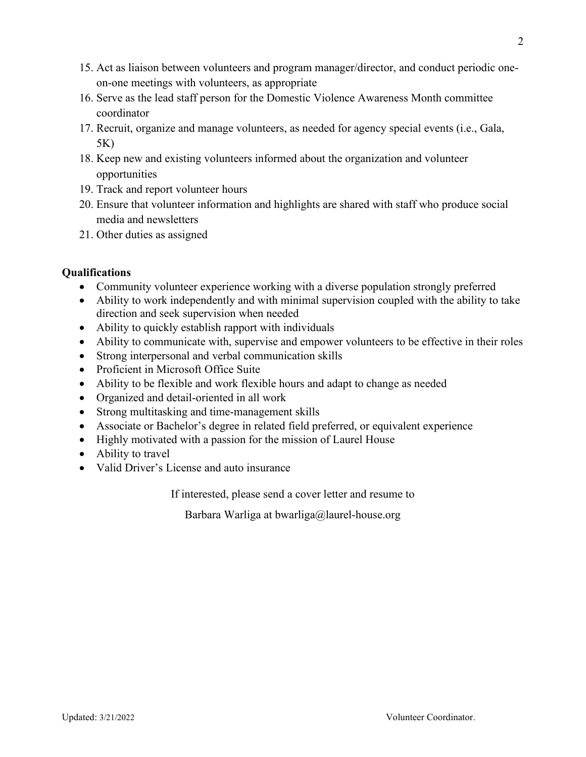15. Act as liaison between volunteers and program manager/director, and conduct periodic one-on-one meetings with volunteers, as appropriate
16. Serve as the lead staff person for the Domestic Violence Awareness Month committee coordinator
17. Recruit, organize and manage volunteers, as needed for agency special events (i.e., Gala, 5K)
18. Keep new and existing volunteers informed about the organization and volunteer opportunities
19. Track and report volunteer hours
20. Ensure that volunteer information and highlights are shared with staff who produce social media and newsletters
21. Other duties as assigned

**Qualifications**

- Community volunteer experience working with a diverse population strongly preferred
- Ability to work independently and with minimal supervision coupled with the ability to take direction and seek supervision when needed
- Ability to quickly establish rapport with individuals
- Ability to communicate with, supervise and empower volunteers to be effective in their roles
- Strong interpersonal and verbal communication skills
- Proficient in Microsoft Office Suite
- Ability to be flexible and work flexible hours and adapt to change as needed
- Organized and detail-oriented in all work
- Strong multitasking and time-management skills
- Associate or Bachelor's degree in related field preferred, or equivalent experience
- Highly motivated with a passion for the mission of Laurel House
- Ability to travel
- Valid Driver's License and auto insurance

If interested, please send a cover letter and resume to

Barbara Warliga at bwarliga@laurel-house.org

Updated: 3/21/2022 Volunteer Coordinator.